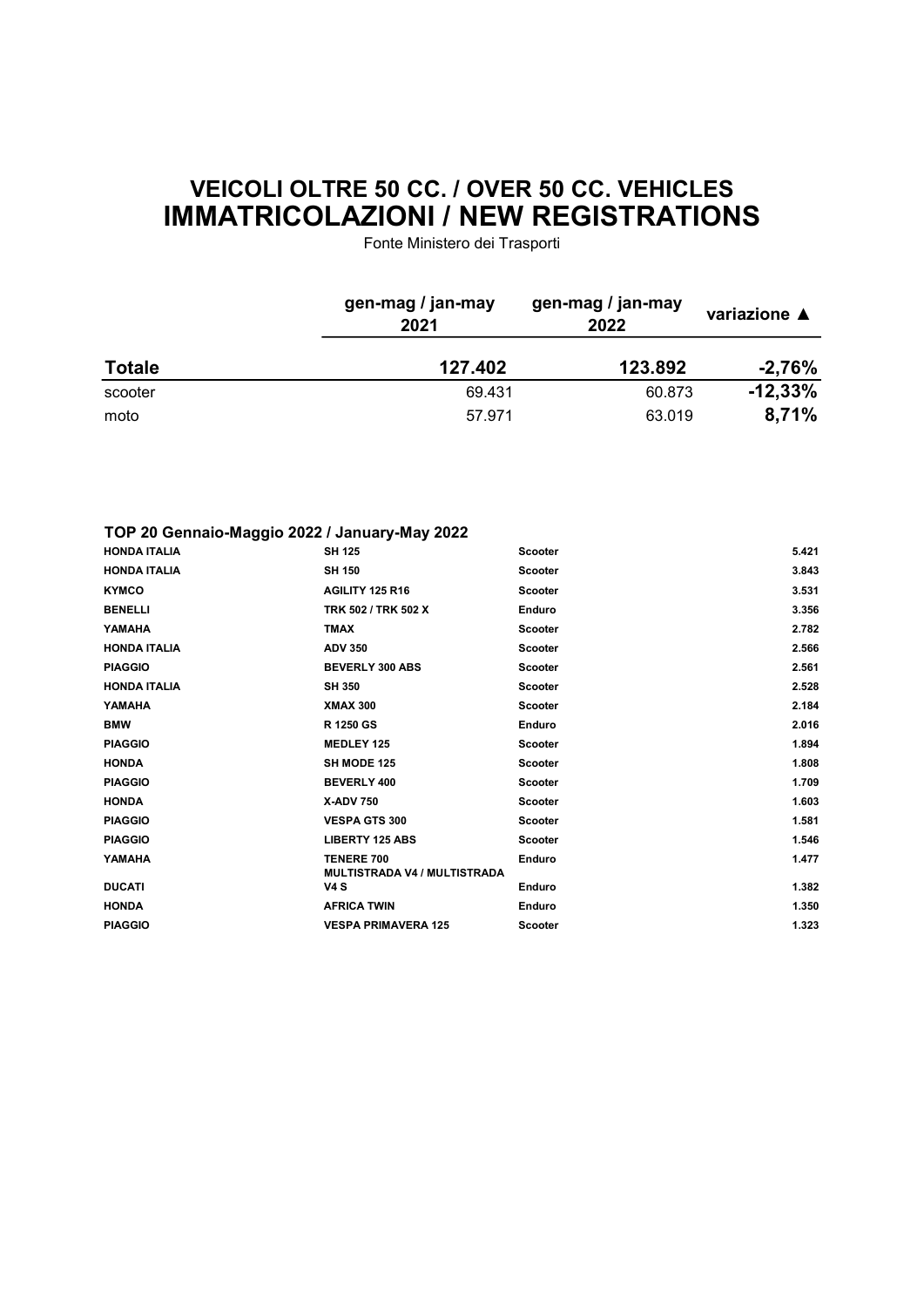# VEICOLI OLTRE 50 CC. / OVER 50 CC. VEHICLES
# IMMATRICOLAZIONI / NEW REGISTRATIONS

Fonte Ministero dei Trasporti

| | gen-mag / jan-may 2021 | gen-mag / jan-may 2022 | variazione ▲ |
|---|---|---|---|
| **Totale** | **127.402** | **123.892** | **-2,76%** |
| scooter | 69.431 | 60.873 | **-12,33%** |
| moto | 57.971 | 63.019 | **8,71%** |

**TOP 20 Gennaio-Maggio 2022 / January-May 2022**

| | | | |
|---|---|---|---|
| **HONDA ITALIA** | **SH 125** | **Scooter** | **5.421** |
| **HONDA ITALIA** | **SH 150** | **Scooter** | **3.843** |
| **KYMCO** | **AGILITY 125 R16** | **Scooter** | **3.531** |
| **BENELLI** | **TRK 502 / TRK 502 X** | **Enduro** | **3.356** |
| **YAMAHA** | **TMAX** | **Scooter** | **2.782** |
| **HONDA ITALIA** | **ADV 350** | **Scooter** | **2.566** |
| **PIAGGIO** | **BEVERLY 300 ABS** | **Scooter** | **2.561** |
| **HONDA ITALIA** | **SH 350** | **Scooter** | **2.528** |
| **YAMAHA** | **XMAX 300** | **Scooter** | **2.184** |
| **BMW** | **R 1250 GS** | **Enduro** | **2.016** |
| **PIAGGIO** | **MEDLEY 125** | **Scooter** | **1.894** |
| **HONDA** | **SH MODE 125** | **Scooter** | **1.808** |
| **PIAGGIO** | **BEVERLY 400** | **Scooter** | **1.709** |
| **HONDA** | **X-ADV 750** | **Scooter** | **1.603** |
| **PIAGGIO** | **VESPA GTS 300** | **Scooter** | **1.581** |
| **PIAGGIO** | **LIBERTY 125 ABS** | **Scooter** | **1.546** |
| **YAMAHA** | **TENERE 700** | **Enduro** | **1.477** |
| **DUCATI** | **MULTISTRADA V4 / MULTISTRADA V4 S** | **Enduro** | **1.382** |
| **HONDA** | **AFRICA TWIN** | **Enduro** | **1.350** |
| **PIAGGIO** | **VESPA PRIMAVERA 125** | **Scooter** | **1.323** |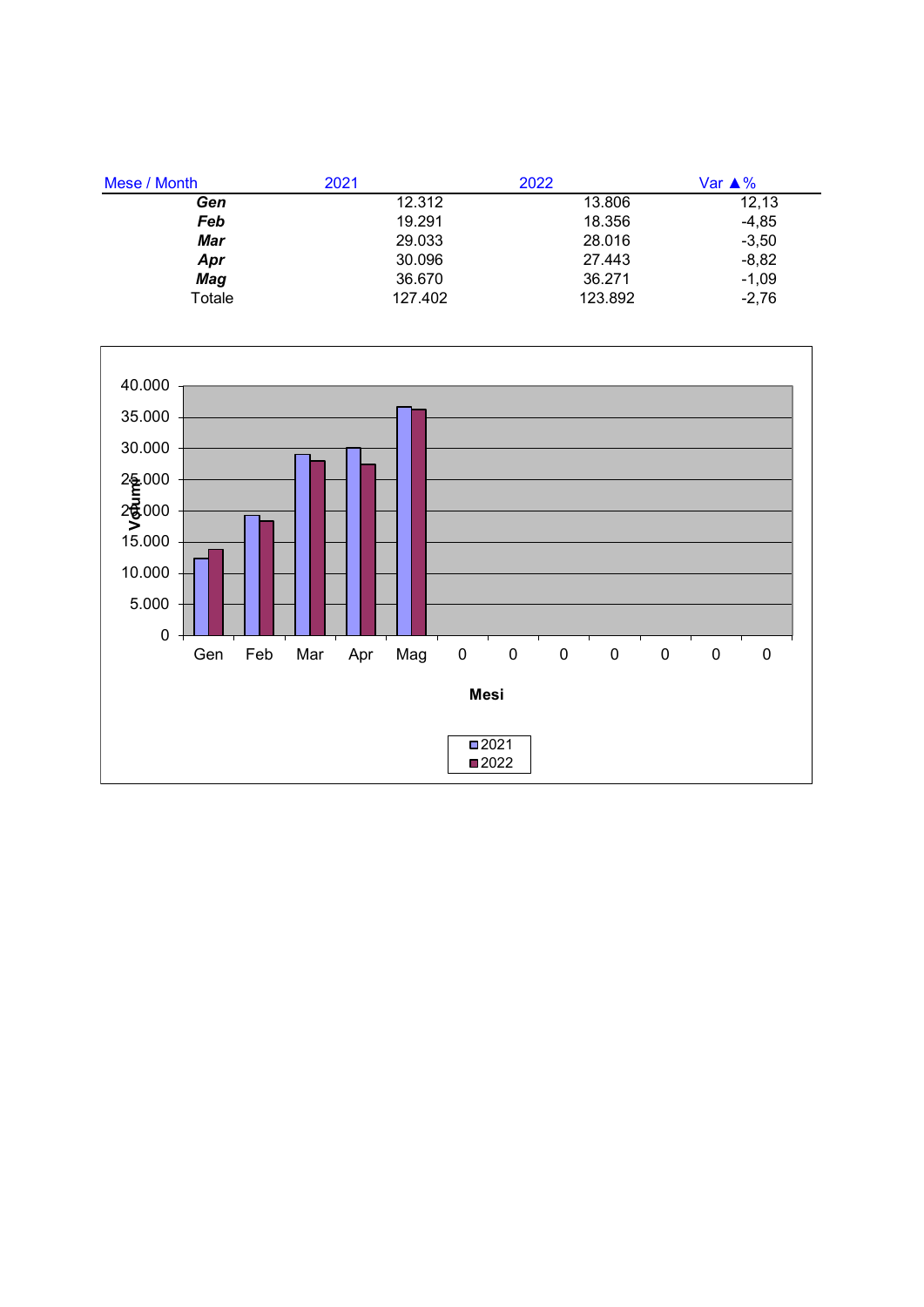| Mese / Month | 2021 | 2022 | Var ▲% |
|---|---|---|---|
| ***Gen*** | 12.312 | 13.806 | 12,13 |
| ***Feb*** | 19.291 | 18.356 | -4,85 |
| ***Mar*** | 29.033 | 28.016 | -3,50 |
| ***Apr*** | 30.096 | 27.443 | -8,82 |
| ***Mag*** | 36.670 | 36.271 | -1,09 |
| Totale | 127.402 | 123.892 | -2,76 |

40.000
35.000
30.000
25.000
20.000
15.000
10.000
5.000
0

Volumi

Gen Feb Mar Apr Mag 0 0 0 0 0 0 0

**Mesi**

2021
2022